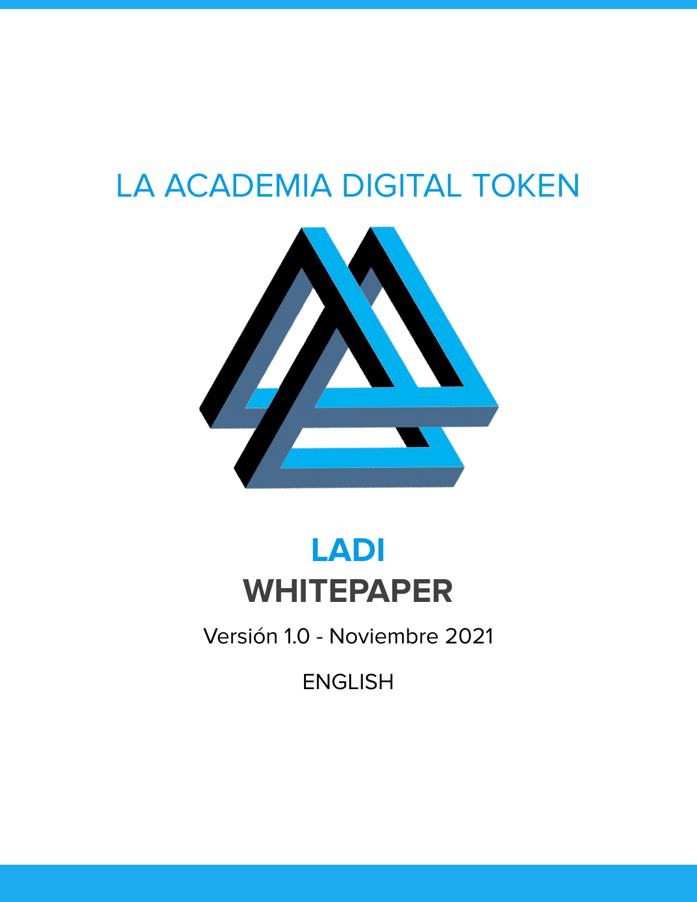# LA ACADEMIA DIGITAL TOKEN

## LADI

## WHITEPAPER

Versión 1.0 - Noviembre 2021

ENGLISH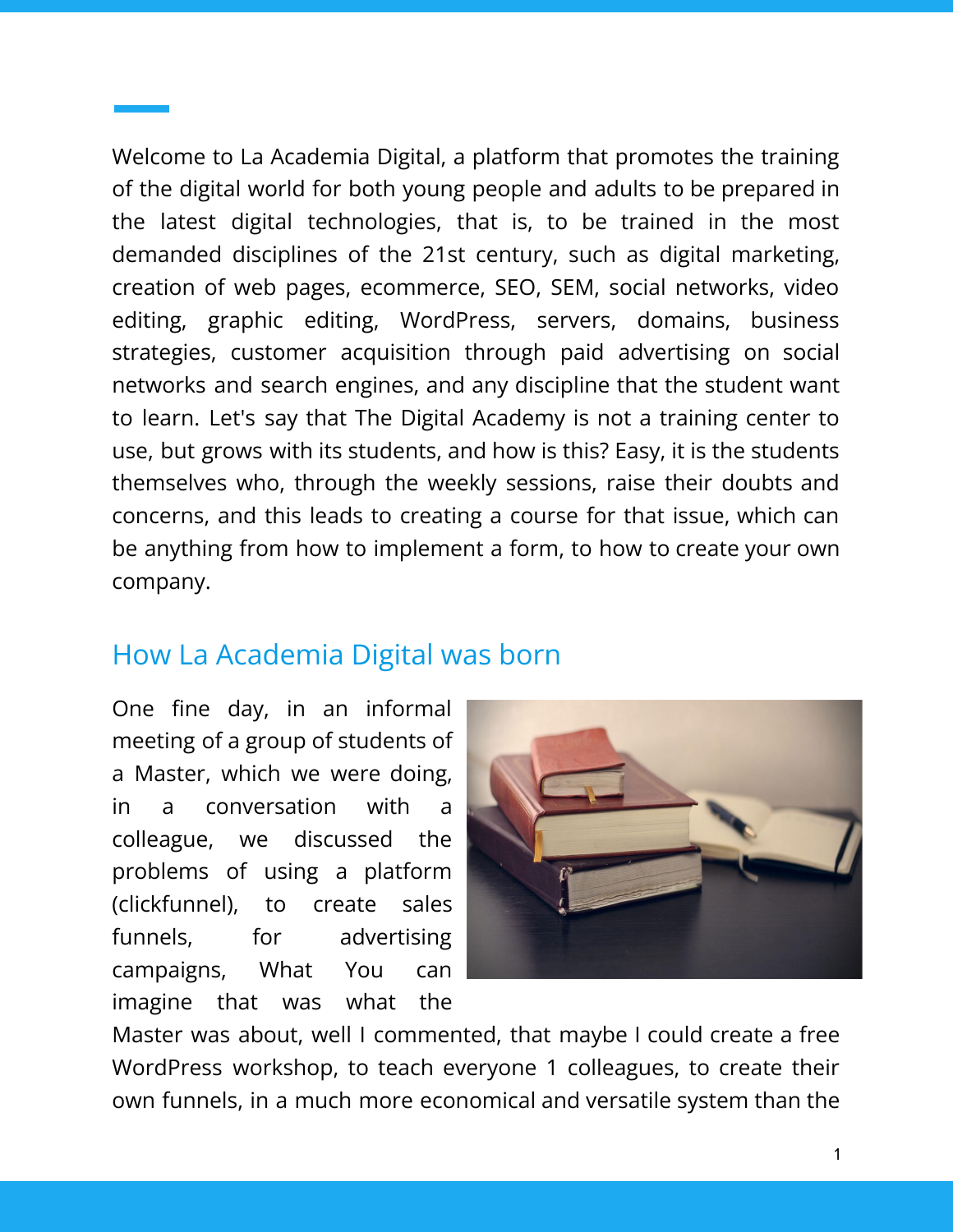Welcome to La Academia Digital, a platform that promotes the training of the digital world for both young people and adults to be prepared in the latest digital technologies, that is, to be trained in the most demanded disciplines of the 21st century, such as digital marketing, creation of web pages, ecommerce, SEO, SEM, social networks, video editing, graphic editing, WordPress, servers, domains, business strategies, customer acquisition through paid advertising on social networks and search engines, and any discipline that the student want to learn. Let's say that The Digital Academy is not a training center to use, but grows with its students, and how is this? Easy, it is the students themselves who, through the weekly sessions, raise their doubts and concerns, and this leads to creating a course for that issue, which can be anything from how to implement a form, to how to create your own company.

## How La Academia Digital was born

One fine day, in an informal meeting of a group of students of a Master, which we were doing, in a conversation with a colleague, we discussed the problems of using a platform (clickfunnel), to create sales funnels, for advertising campaigns, What You can imagine that was what the Master was about, well I commented, that maybe I could create a free WordPress workshop, to teach everyone 1 colleagues, to create their own funnels, in a much more economical and versatile system than the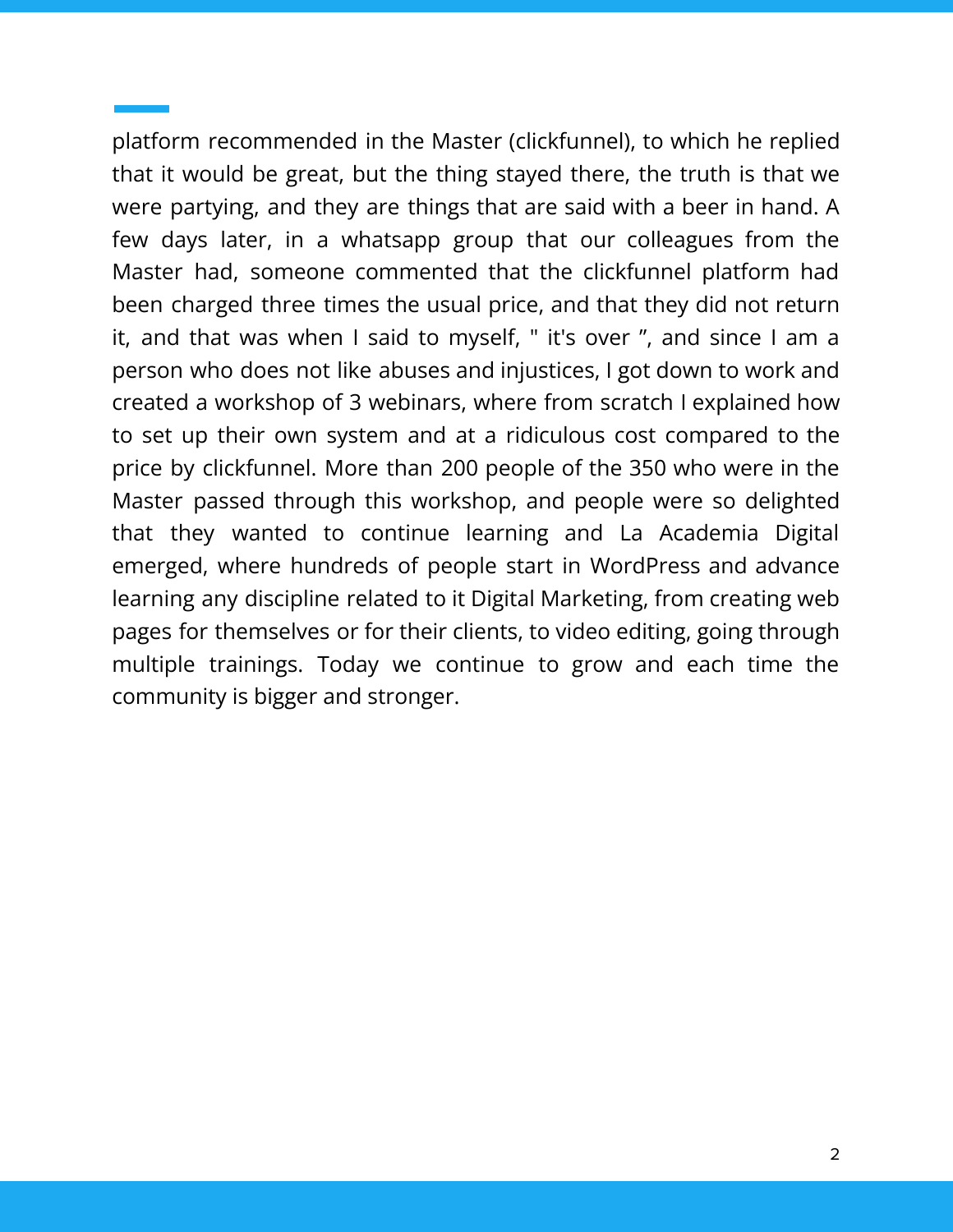platform recommended in the Master (clickfunnel), to which he replied that it would be great, but the thing stayed there, the truth is that we were partying, and they are things that are said with a beer in hand. A few days later, in a whatsapp group that our colleagues from the Master had, someone commented that the clickfunnel platform had been charged three times the usual price, and that they did not return it, and that was when I said to myself, " it's over ”, and since I am a person who does not like abuses and injustices, I got down to work and created a workshop of 3 webinars, where from scratch I explained how to set up their own system and at a ridiculous cost compared to the price by clickfunnel. More than 200 people of the 350 who were in the Master passed through this workshop, and people were so delighted that they wanted to continue learning and La Academia Digital emerged, where hundreds of people start in WordPress and advance learning any discipline related to it Digital Marketing, from creating web pages for themselves or for their clients, to video editing, going through multiple trainings. Today we continue to grow and each time the community is bigger and stronger.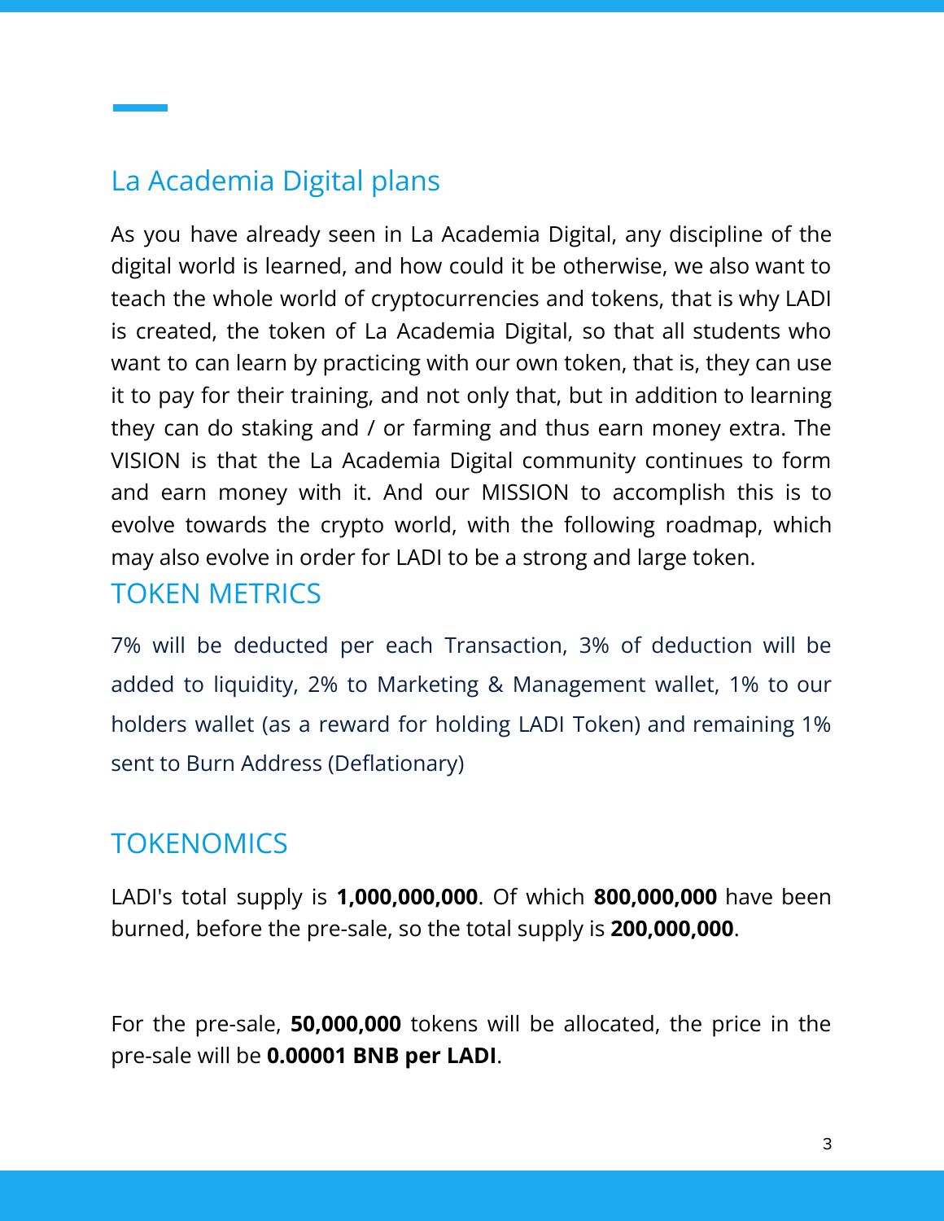## La Academia Digital plans

As you have already seen in La Academia Digital, any discipline of the digital world is learned, and how could it be otherwise, we also want to teach the whole world of cryptocurrencies and tokens, that is why LADI is created, the token of La Academia Digital, so that all students who want to can learn by practicing with our own token, that is, they can use it to pay for their training, and not only that, but in addition to learning they can do staking and / or farming and thus earn money extra. The VISION is that the La Academia Digital community continues to form and earn money with it. And our MISSION to accomplish this is to evolve towards the crypto world, with the following roadmap, which may also evolve in order for LADI to be a strong and large token.

## TOKEN METRICS

7% will be deducted per each Transaction, 3% of deduction will be added to liquidity, 2% to Marketing & Management wallet, 1% to our holders wallet (as a reward for holding LADI Token) and remaining 1% sent to Burn Address (Deflationary)

## TOKENOMICS

LADI's total supply is **1,000,000,000**. Of which **800,000,000** have been burned, before the pre-sale, so the total supply is **200,000,000**.

For the pre-sale, **50,000,000** tokens will be allocated, the price in the pre-sale will be **0.00001 BNB per LADI**.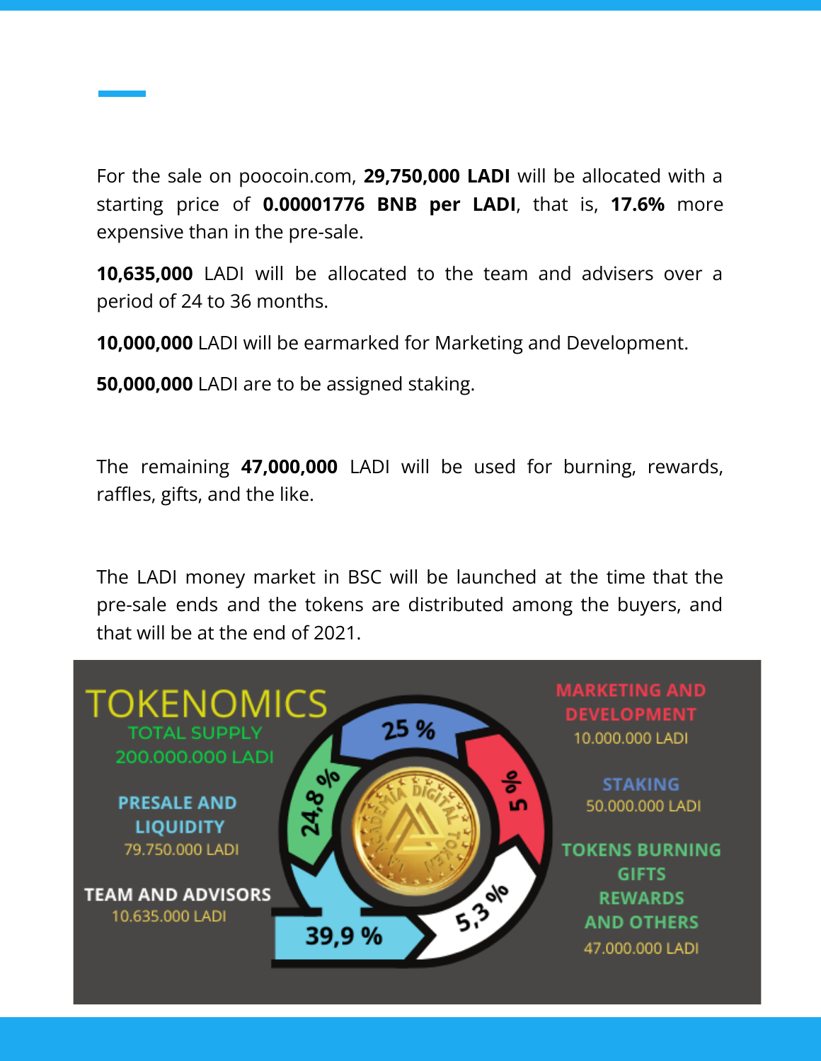For the sale on poocoin.com, **29,750,000 LADI** will be allocated with a starting price of **0.00001776 BNB per LADI**, that is, **17.6%** more expensive than in the pre-sale.

**10,635,000** LADI will be allocated to the team and advisers over a period of 24 to 36 months.

**10,000,000** LADI will be earmarked for Marketing and Development.

**50,000,000** LADI are to be assigned staking.

The remaining **47,000,000** LADI will be used for burning, rewards, raffles, gifts, and the like.

The LADI money market in BSC will be launched at the time that the pre-sale ends and the tokens are distributed among the buyers, and that will be at the end of 2021.

TOKENOMICS

TOTAL SUPPLY 200.000.000 LADI

PRESALE AND LIQUIDITY 79.750.000 LADI

TEAM AND ADVISORS 10.635.000 LADI

MARKETING AND DEVELOPMENT 10.000.000 LADI

STAKING 50.000.000 LADI

TOKENS BURNING GIFTS REWARDS AND OTHERS 47.000.000 LADI

25 %

5 %

5,3 %

39,9 %

24,8 %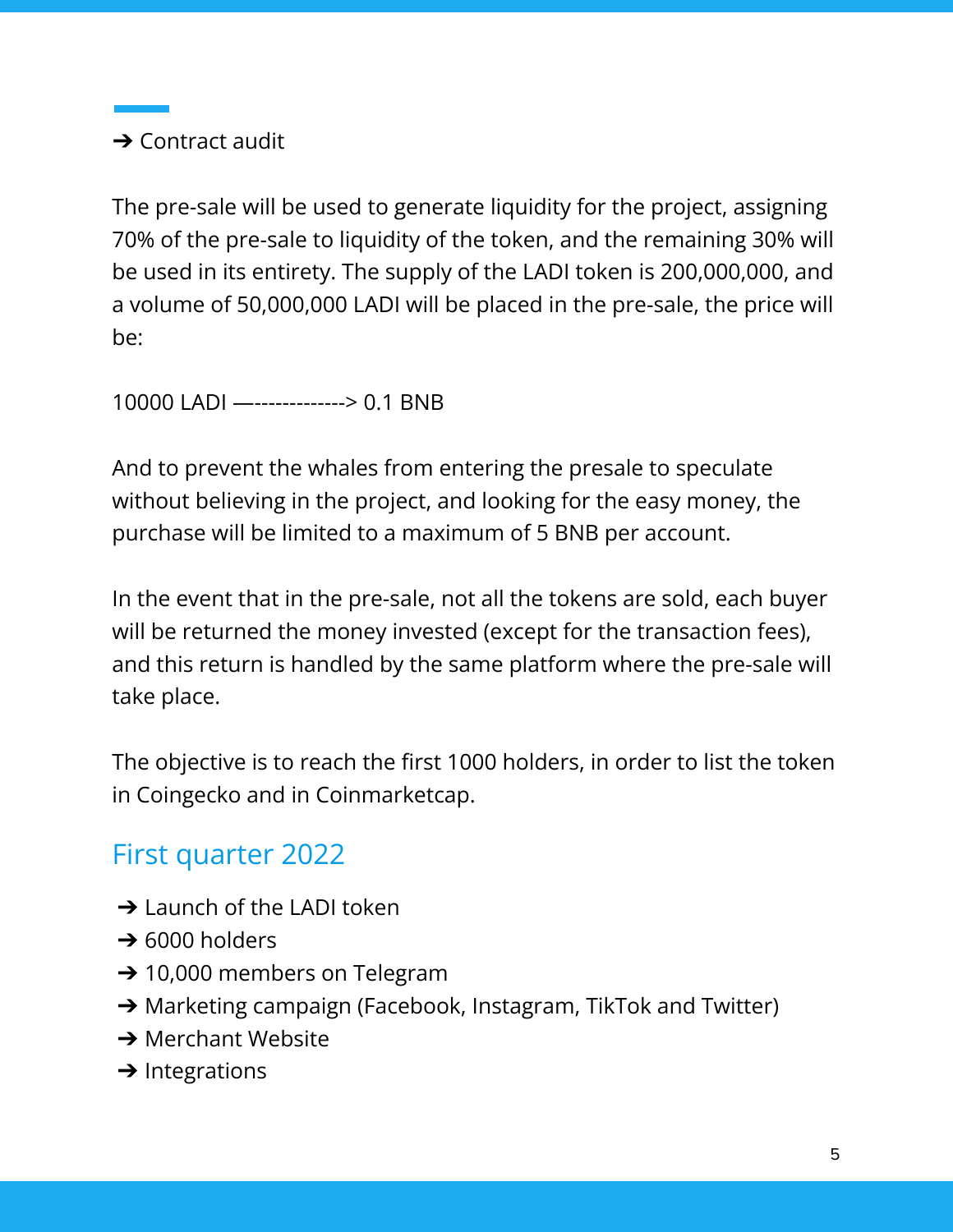➔ Contract audit

The pre-sale will be used to generate liquidity for the project, assigning 70% of the pre-sale to liquidity of the token, and the remaining 30% will be used in its entirety. The supply of the LADI token is 200,000,000, and a volume of 50,000,000 LADI will be placed in the pre-sale, the price will be:

10000 LADI —-------------> 0.1 BNB

And to prevent the whales from entering the presale to speculate without believing in the project, and looking for the easy money, the purchase will be limited to a maximum of 5 BNB per account.

In the event that in the pre-sale, not all the tokens are sold, each buyer will be returned the money invested (except for the transaction fees), and this return is handled by the same platform where the pre-sale will take place.

The objective is to reach the first 1000 holders, in order to list the token in Coingecko and in Coinmarketcap.

## First quarter 2022

➔ Launch of the LADI token
➔ 6000 holders
➔ 10,000 members on Telegram
➔ Marketing campaign (Facebook, Instagram, TikTok and Twitter)
➔ Merchant Website
➔ Integrations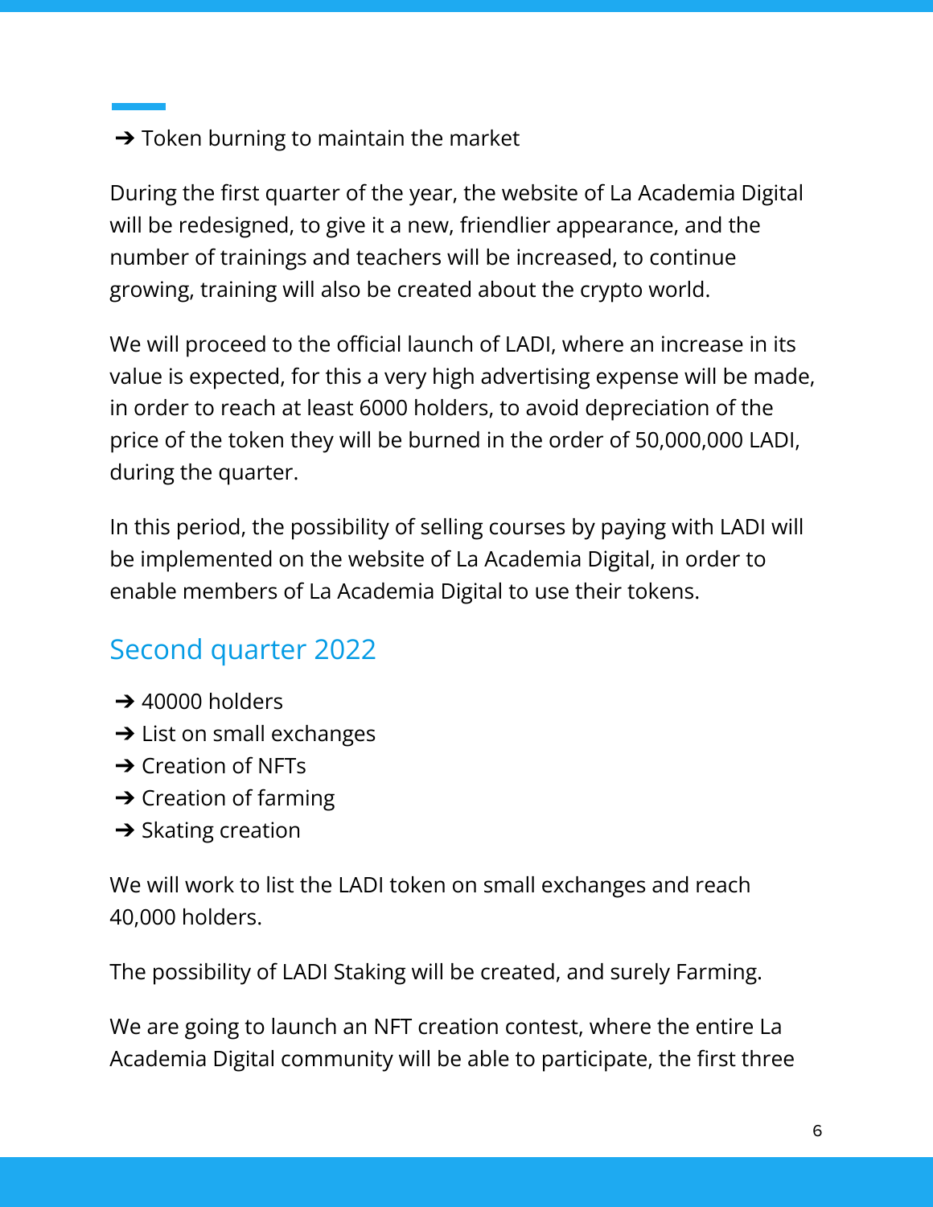- ➔ Token burning to maintain the market

During the first quarter of the year, the website of La Academia Digital will be redesigned, to give it a new, friendlier appearance, and the number of trainings and teachers will be increased, to continue growing, training will also be created about the crypto world.

We will proceed to the official launch of LADI, where an increase in its value is expected, for this a very high advertising expense will be made, in order to reach at least 6000 holders, to avoid depreciation of the price of the token they will be burned in the order of 50,000,000 LADI, during the quarter.

In this period, the possibility of selling courses by paying with LADI will be implemented on the website of La Academia Digital, in order to enable members of La Academia Digital to use their tokens.

## Second quarter 2022

- ➔ 40000 holders
- ➔ List on small exchanges
- ➔ Creation of NFTs
- ➔ Creation of farming
- ➔ Skating creation

We will work to list the LADI token on small exchanges and reach 40,000 holders.

The possibility of LADI Staking will be created, and surely Farming.

We are going to launch an NFT creation contest, where the entire La Academia Digital community will be able to participate, the first three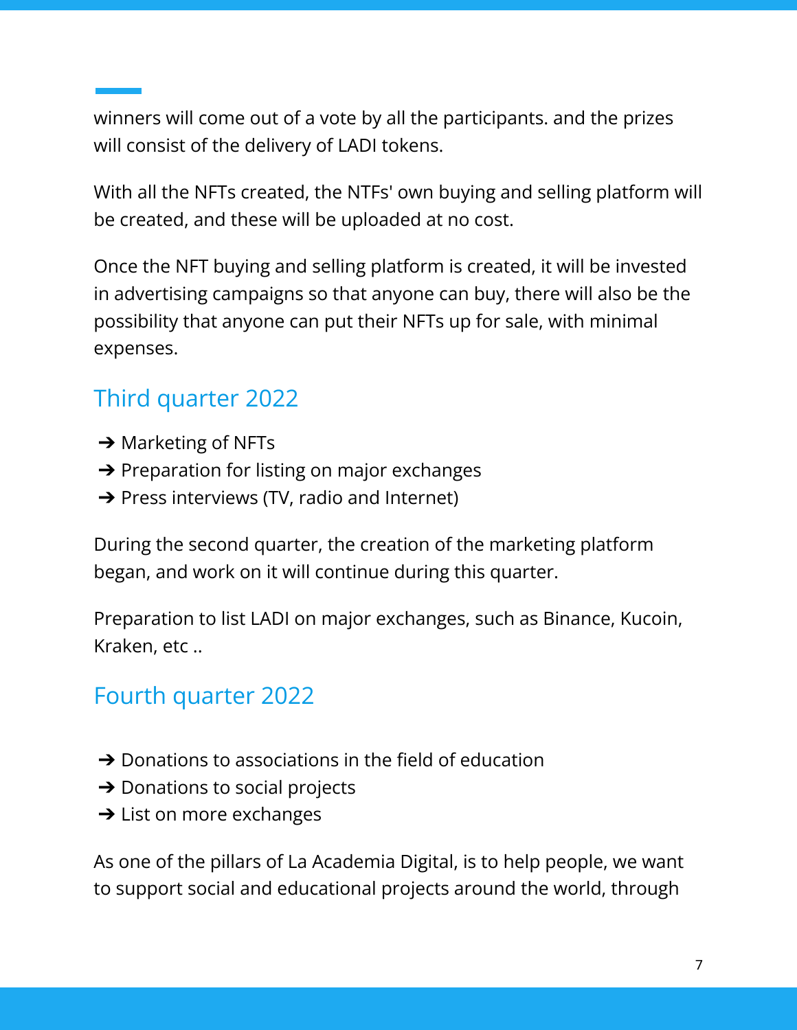winners will come out of a vote by all the participants. and the prizes will consist of the delivery of LADI tokens.

With all the NFTs created, the NTFs' own buying and selling platform will be created, and these will be uploaded at no cost.

Once the NFT buying and selling platform is created, it will be invested in advertising campaigns so that anyone can buy, there will also be the possibility that anyone can put their NFTs up for sale, with minimal expenses.

## Third quarter 2022

- ➔ Marketing of NFTs
- ➔ Preparation for listing on major exchanges
- ➔ Press interviews (TV, radio and Internet)

During the second quarter, the creation of the marketing platform began, and work on it will continue during this quarter.

Preparation to list LADI on major exchanges, such as Binance, Kucoin, Kraken, etc ..

## Fourth quarter 2022

- ➔ Donations to associations in the field of education
- ➔ Donations to social projects
- ➔ List on more exchanges

As one of the pillars of La Academia Digital, is to help people, we want to support social and educational projects around the world, through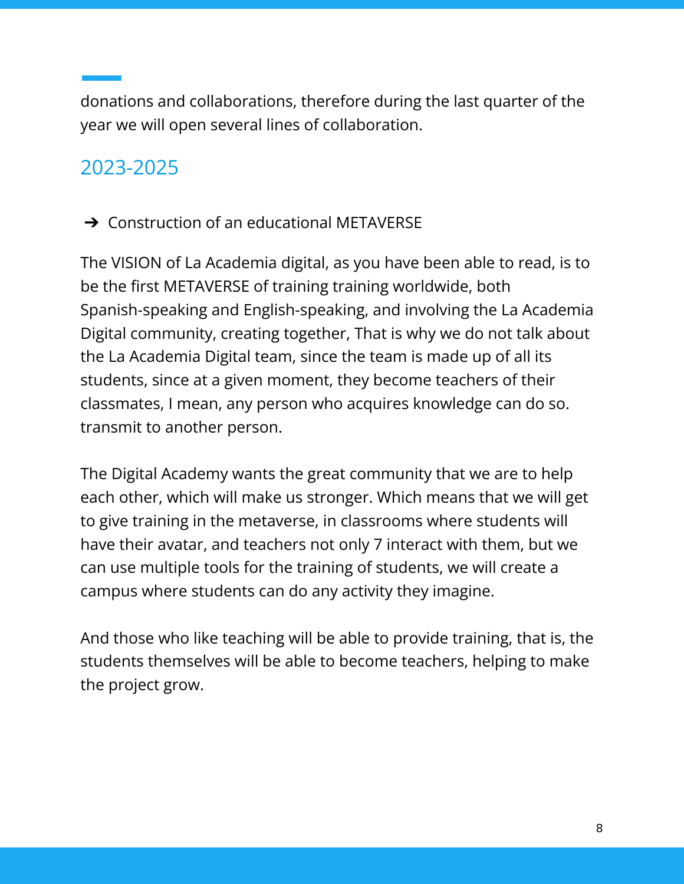donations and collaborations, therefore during the last quarter of the year we will open several lines of collaboration.

## 2023-2025

- ➔ Construction of an educational METAVERSE

The VISION of La Academia digital, as you have been able to read, is to be the first METAVERSE of training training worldwide, both Spanish-speaking and English-speaking, and involving the La Academia Digital community, creating together, That is why we do not talk about the La Academia Digital team, since the team is made up of all its students, since at a given moment, they become teachers of their classmates, I mean, any person who acquires knowledge can do so. transmit to another person.

The Digital Academy wants the great community that we are to help each other, which will make us stronger. Which means that we will get to give training in the metaverse, in classrooms where students will have their avatar, and teachers not only 7 interact with them, but we can use multiple tools for the training of students, we will create a campus where students can do any activity they imagine.

And those who like teaching will be able to provide training, that is, the students themselves will be able to become teachers, helping to make the project grow.